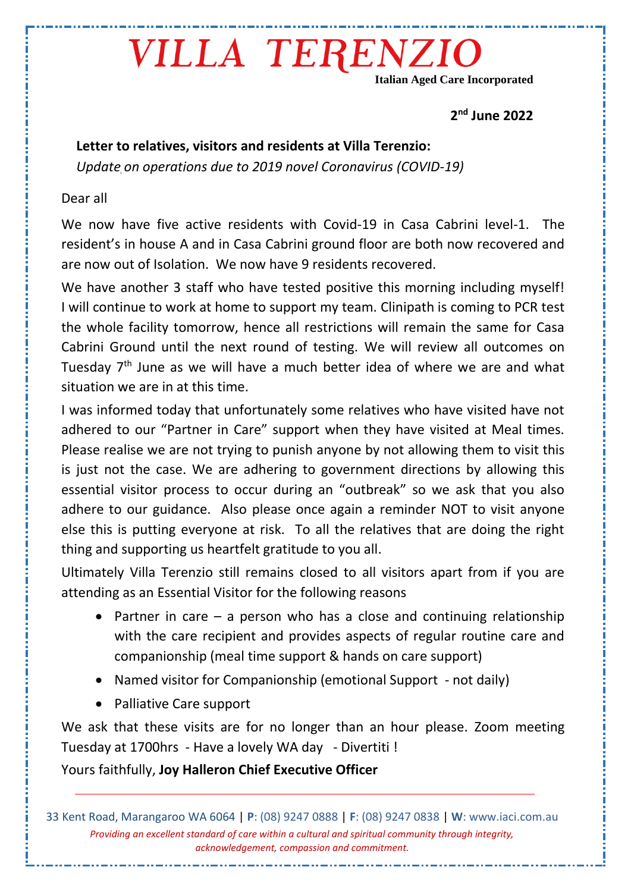# VILLA TERENZIO

**Italian Aged Care Incorporated**

**2nd June 2022**

**Letter to relatives, visitors and residents at Villa Terenzio:**

*Update on operations due to 2019 novel Coronavirus (COVID-19)*

Dear all

We now have five active residents with Covid-19 in Casa Cabrini level-1. The resident's in house A and in Casa Cabrini ground floor are both now recovered and are now out of Isolation. We now have 9 residents recovered.

We have another 3 staff who have tested positive this morning including myself! I will continue to work at home to support my team. Clinipath is coming to PCR test the whole facility tomorrow, hence all restrictions will remain the same for Casa Cabrini Ground until the next round of testing. We will review all outcomes on Tuesday 7th June as we will have a much better idea of where we are and what situation we are in at this time.

I was informed today that unfortunately some relatives who have visited have not adhered to our "Partner in Care" support when they have visited at Meal times. Please realise we are not trying to punish anyone by not allowing them to visit this is just not the case. We are adhering to government directions by allowing this essential visitor process to occur during an "outbreak" so we ask that you also adhere to our guidance. Also please once again a reminder NOT to visit anyone else this is putting everyone at risk. To all the relatives that are doing the right thing and supporting us heartfelt gratitude to you all.

Ultimately Villa Terenzio still remains closed to all visitors apart from if you are attending as an Essential Visitor for the following reasons

- Partner in care – a person who has a close and continuing relationship with the care recipient and provides aspects of regular routine care and companionship (meal time support & hands on care support)
- Named visitor for Companionship (emotional Support - not daily)
- Palliative Care support

We ask that these visits are for no longer than an hour please. Zoom meeting Tuesday at 1700hrs - Have a lovely WA day - Divertiti !

Yours faithfully, **Joy Halleron Chief Executive Officer**

---

33 Kent Road, Marangaroo WA 6064 | **P**: (08) 9247 0888 | **F**: (08) 9247 0838 | **W**: www.iaci.com.au

*Providing an excellent standard of care within a cultural and spiritual community through integrity, acknowledgement, compassion and commitment.*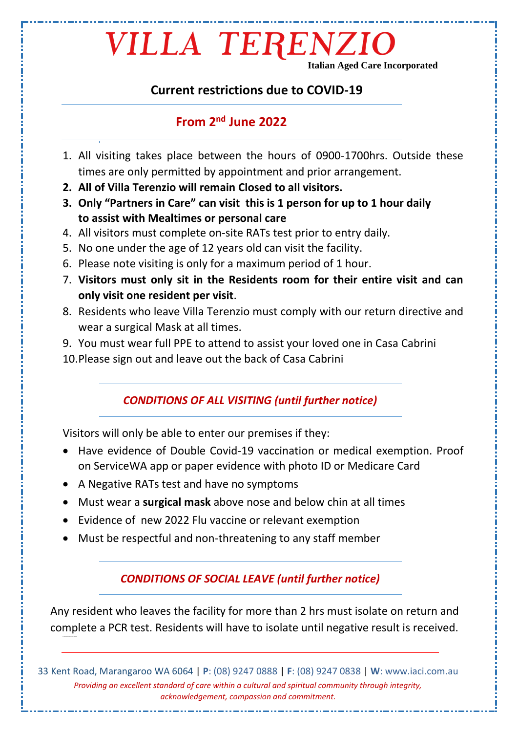# VILLA TERENZIO

**Italian Aged Care Incorporated**

## Current restrictions due to COVID-19

## From 2nd June 2022

1. All visiting takes place between the hours of 0900-1700hrs. Outside these times are only permitted by appointment and prior arrangement.
2. **All of Villa Terenzio will remain Closed to all visitors.**
3. **Only "Partners in Care" can visit this is 1 person for up to 1 hour daily to assist with Mealtimes or personal care**
4. All visitors must complete on-site RATs test prior to entry daily.
5. No one under the age of 12 years old can visit the facility.
6. Please note visiting is only for a maximum period of 1 hour.
7. **Visitors must only sit in the Residents room for their entire visit and can only visit one resident per visit**.
8. Residents who leave Villa Terenzio must comply with our return directive and wear a surgical Mask at all times.
9. You must wear full PPE to attend to assist your loved one in Casa Cabrini
10. Please sign out and leave out the back of Casa Cabrini

### *CONDITIONS OF ALL VISITING (until further notice)*

Visitors will only be able to enter our premises if they:

- Have evidence of Double Covid-19 vaccination or medical exemption. Proof on ServiceWA app or paper evidence with photo ID or Medicare Card
- A Negative RATs test and have no symptoms
- Must wear a **surgical mask** above nose and below chin at all times
- Evidence of new 2022 Flu vaccine or relevant exemption
- Must be respectful and non-threatening to any staff member

### *CONDITIONS OF SOCIAL LEAVE (until further notice)*

Any resident who leaves the facility for more than 2 hrs must isolate on return and complete a PCR test. Residents will have to isolate until negative result is received.

33 Kent Road, Marangaroo WA 6064 | **P**: (08) 9247 0888 | **F**: (08) 9247 0838 | **W**: www.iaci.com.au

*Providing an excellent standard of care within a cultural and spiritual community through integrity, acknowledgement, compassion and commitment.*